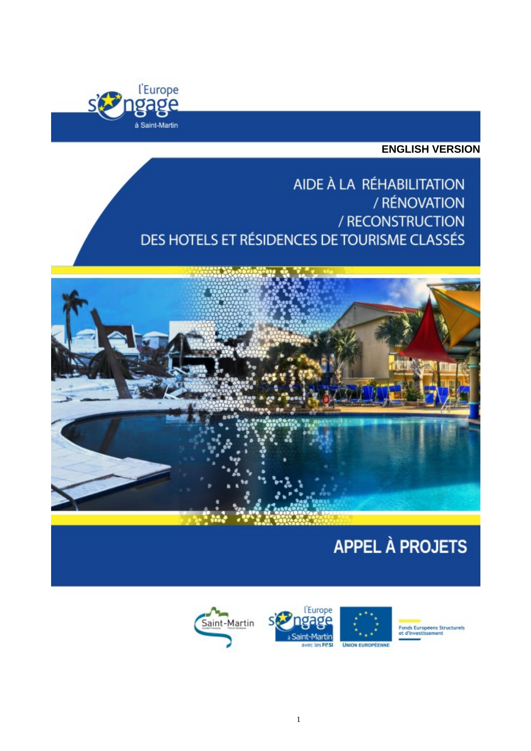l'Europe s'engage à Saint-Martin

**ENGLISH VERSION**

# AIDE À LA RÉHABILITATION / RÉNOVATION / RECONSTRUCTION DES HOTELS ET RÉSIDENCES DE TOURISME CLASSÉS

# APPEL À PROJETS

Saint-Martin

l'Europe s'engage à Saint-Martin avec les FESI

UNION EUROPÉENNE

Fonds Européens Structurels et d'Investissement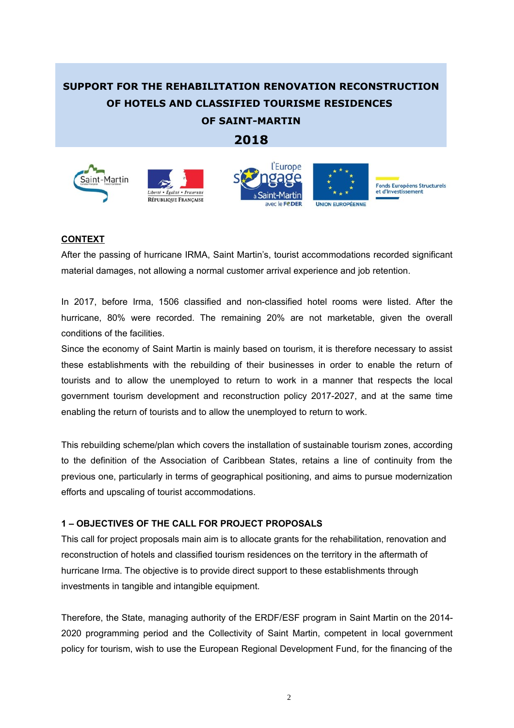# SUPPORT FOR THE REHABILITATION RENOVATION RECONSTRUCTION OF HOTELS AND CLASSIFIED TOURISME RESIDENCES OF SAINT-MARTIN

# 2018

## CONTEXT

After the passing of hurricane IRMA, Saint Martin's, tourist accommodations recorded significant material damages, not allowing a normal customer arrival experience and job retention.

In 2017, before Irma, 1506 classified and non-classified hotel rooms were listed. After the hurricane, 80% were recorded. The remaining 20% are not marketable, given the overall conditions of the facilities.

Since the economy of Saint Martin is mainly based on tourism, it is therefore necessary to assist these establishments with the rebuilding of their businesses in order to enable the return of tourists and to allow the unemployed to return to work in a manner that respects the local government tourism development and reconstruction policy 2017-2027, and at the same time enabling the return of tourists and to allow the unemployed to return to work.

This rebuilding scheme/plan which covers the installation of sustainable tourism zones, according to the definition of the Association of Caribbean States, retains a line of continuity from the previous one, particularly in terms of geographical positioning, and aims to pursue modernization efforts and upscaling of tourist accommodations.

### 1 – OBJECTIVES OF THE CALL FOR PROJECT PROPOSALS

This call for project proposals main aim is to allocate grants for the rehabilitation, renovation and reconstruction of hotels and classified tourism residences on the territory in the aftermath of hurricane Irma. The objective is to provide direct support to these establishments through investments in tangible and intangible equipment.

Therefore, the State, managing authority of the ERDF/ESF program in Saint Martin on the 2014-2020 programming period and the Collectivity of Saint Martin, competent in local government policy for tourism, wish to use the European Regional Development Fund, for the financing of the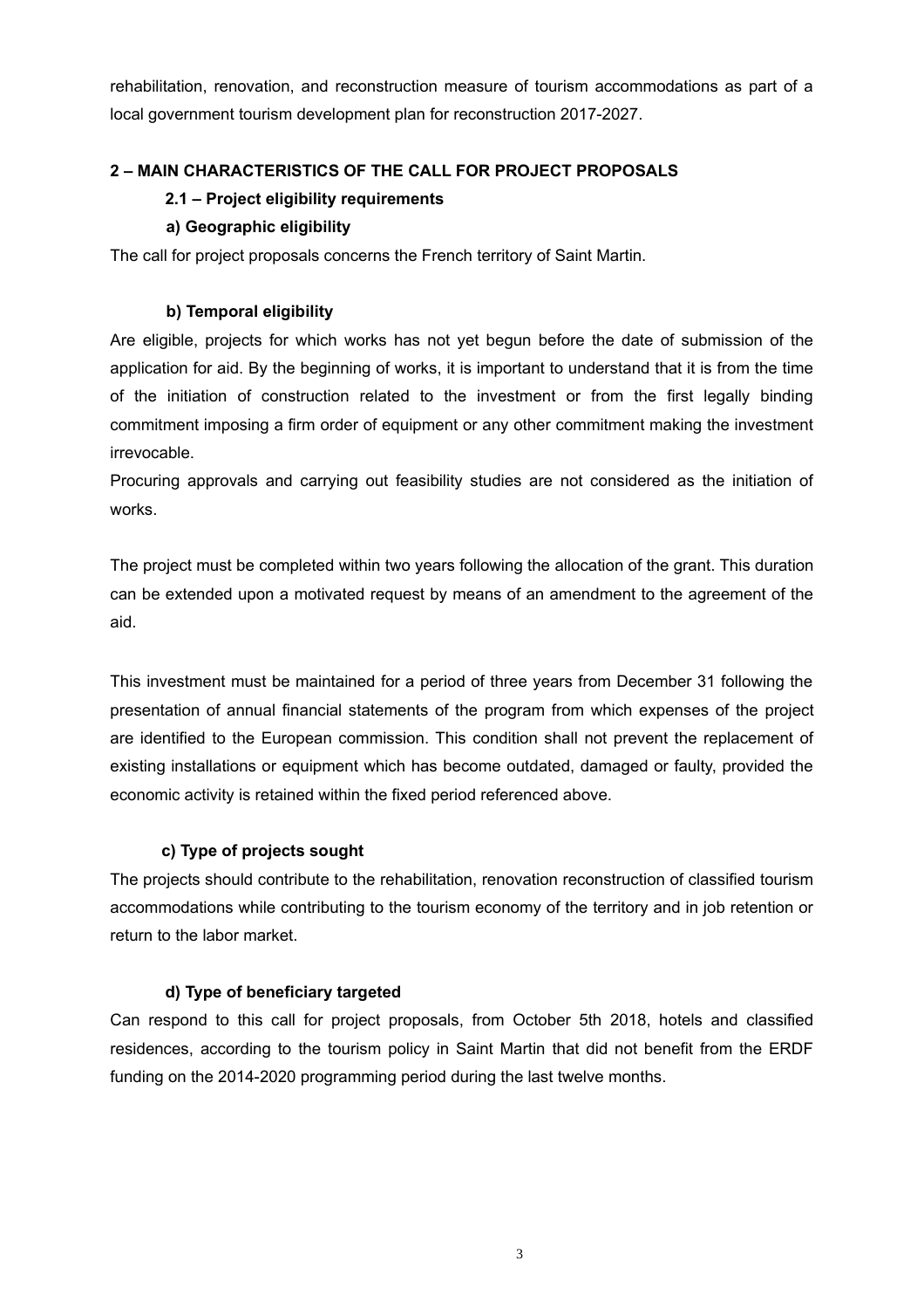rehabilitation, renovation, and reconstruction measure of tourism accommodations as part of a local government tourism development plan for reconstruction 2017-2027.

## 2 – MAIN CHARACTERISTICS OF THE CALL FOR PROJECT PROPOSALS

### 2.1 – Project eligibility requirements

#### a) Geographic eligibility

The call for project proposals concerns the French territory of Saint Martin.

#### b) Temporal eligibility

Are eligible, projects for which works has not yet begun before the date of submission of the application for aid. By the beginning of works, it is important to understand that it is from the time of the initiation of construction related to the investment or from the first legally binding commitment imposing a firm order of equipment or any other commitment making the investment irrevocable.

Procuring approvals and carrying out feasibility studies are not considered as the initiation of works.

The project must be completed within two years following the allocation of the grant. This duration can be extended upon a motivated request by means of an amendment to the agreement of the aid.

This investment must be maintained for a period of three years from December 31 following the presentation of annual financial statements of the program from which expenses of the project are identified to the European commission. This condition shall not prevent the replacement of existing installations or equipment which has become outdated, damaged or faulty, provided the economic activity is retained within the fixed period referenced above.

#### c) Type of projects sought

The projects should contribute to the rehabilitation, renovation reconstruction of classified tourism accommodations while contributing to the tourism economy of the territory and in job retention or return to the labor market.

#### d) Type of beneficiary targeted

Can respond to this call for project proposals, from October 5th 2018, hotels and classified residences, according to the tourism policy in Saint Martin that did not benefit from the ERDF funding on the 2014-2020 programming period during the last twelve months.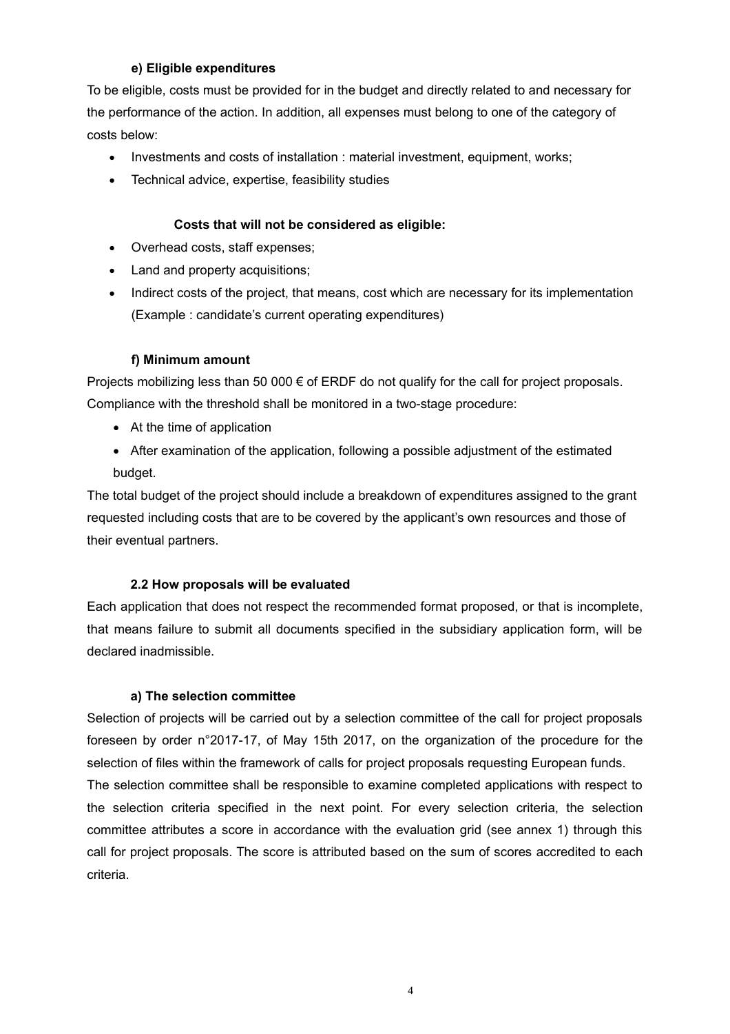#### e) Eligible expenditures

To be eligible, costs must be provided for in the budget and directly related to and necessary for the performance of the action. In addition, all expenses must belong to one of the category of costs below:

- Investments and costs of installation : material investment, equipment, works;
- Technical advice, expertise, feasibility studies

**Costs that will not be considered as eligible:**

- Overhead costs, staff expenses;
- Land and property acquisitions;
- Indirect costs of the project, that means, cost which are necessary for its implementation (Example : candidate's current operating expenditures)

#### f) Minimum amount

Projects mobilizing less than 50 000 € of ERDF do not qualify for the call for project proposals. Compliance with the threshold shall be monitored in a two-stage procedure:

- At the time of application
- After examination of the application, following a possible adjustment of the estimated budget.

The total budget of the project should include a breakdown of expenditures assigned to the grant requested including costs that are to be covered by the applicant's own resources and those of their eventual partners.

### 2.2 How proposals will be evaluated

Each application that does not respect the recommended format proposed, or that is incomplete, that means failure to submit all documents specified in the subsidiary application form, will be declared inadmissible.

#### a) The selection committee

Selection of projects will be carried out by a selection committee of the call for project proposals foreseen by order n°2017-17, of May 15th 2017, on the organization of the procedure for the selection of files within the framework of calls for project proposals requesting European funds.

The selection committee shall be responsible to examine completed applications with respect to the selection criteria specified in the next point. For every selection criteria, the selection committee attributes a score in accordance with the evaluation grid (see annex 1) through this call for project proposals. The score is attributed based on the sum of scores accredited to each criteria.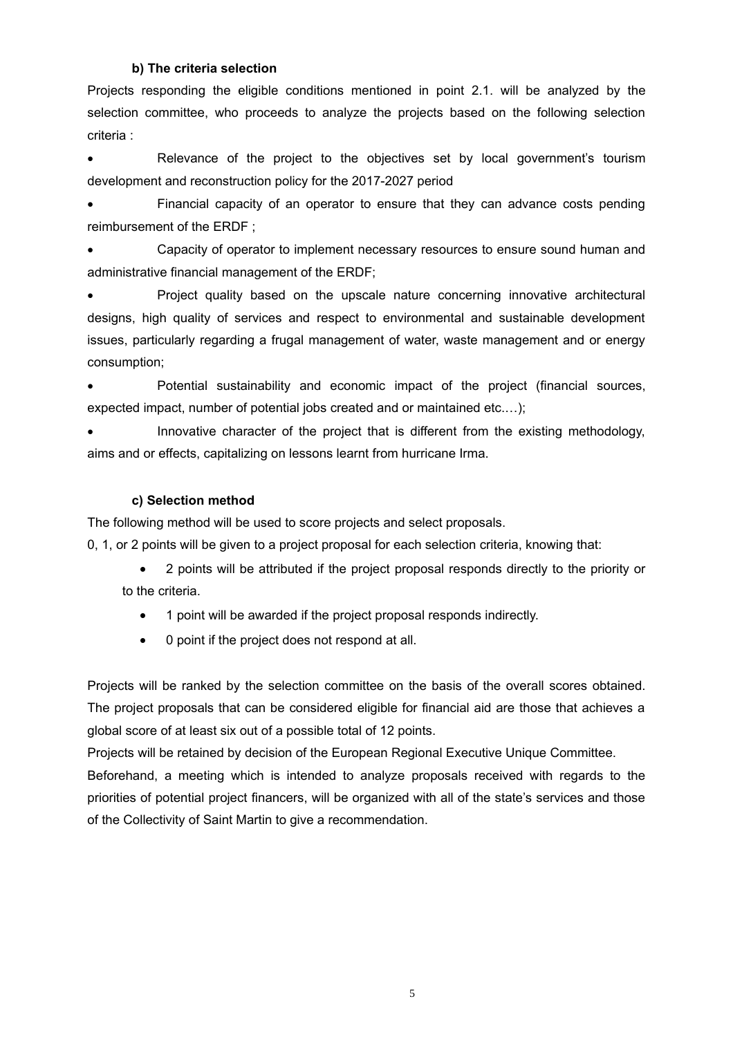### b) The criteria selection

Projects responding the eligible conditions mentioned in point 2.1. will be analyzed by the selection committee, who proceeds to analyze the projects based on the following selection criteria :

- Relevance of the project to the objectives set by local government's tourism development and reconstruction policy for the 2017-2027 period
- Financial capacity of an operator to ensure that they can advance costs pending reimbursement of the ERDF ;
- Capacity of operator to implement necessary resources to ensure sound human and administrative financial management of the ERDF;
- Project quality based on the upscale nature concerning innovative architectural designs, high quality of services and respect to environmental and sustainable development issues, particularly regarding a frugal management of water, waste management and or energy consumption;
- Potential sustainability and economic impact of the project (financial sources, expected impact, number of potential jobs created and or maintained etc.…);
- Innovative character of the project that is different from the existing methodology, aims and or effects, capitalizing on lessons learnt from hurricane Irma.

### c) Selection method

The following method will be used to score projects and select proposals.

0, 1, or 2 points will be given to a project proposal for each selection criteria, knowing that:

- 2 points will be attributed if the project proposal responds directly to the priority or to the criteria.
- 1 point will be awarded if the project proposal responds indirectly.
- 0 point if the project does not respond at all.

Projects will be ranked by the selection committee on the basis of the overall scores obtained. The project proposals that can be considered eligible for financial aid are those that achieves a global score of at least six out of a possible total of 12 points.

Projects will be retained by decision of the European Regional Executive Unique Committee.

Beforehand, a meeting which is intended to analyze proposals received with regards to the priorities of potential project financers, will be organized with all of the state's services and those of the Collectivity of Saint Martin to give a recommendation.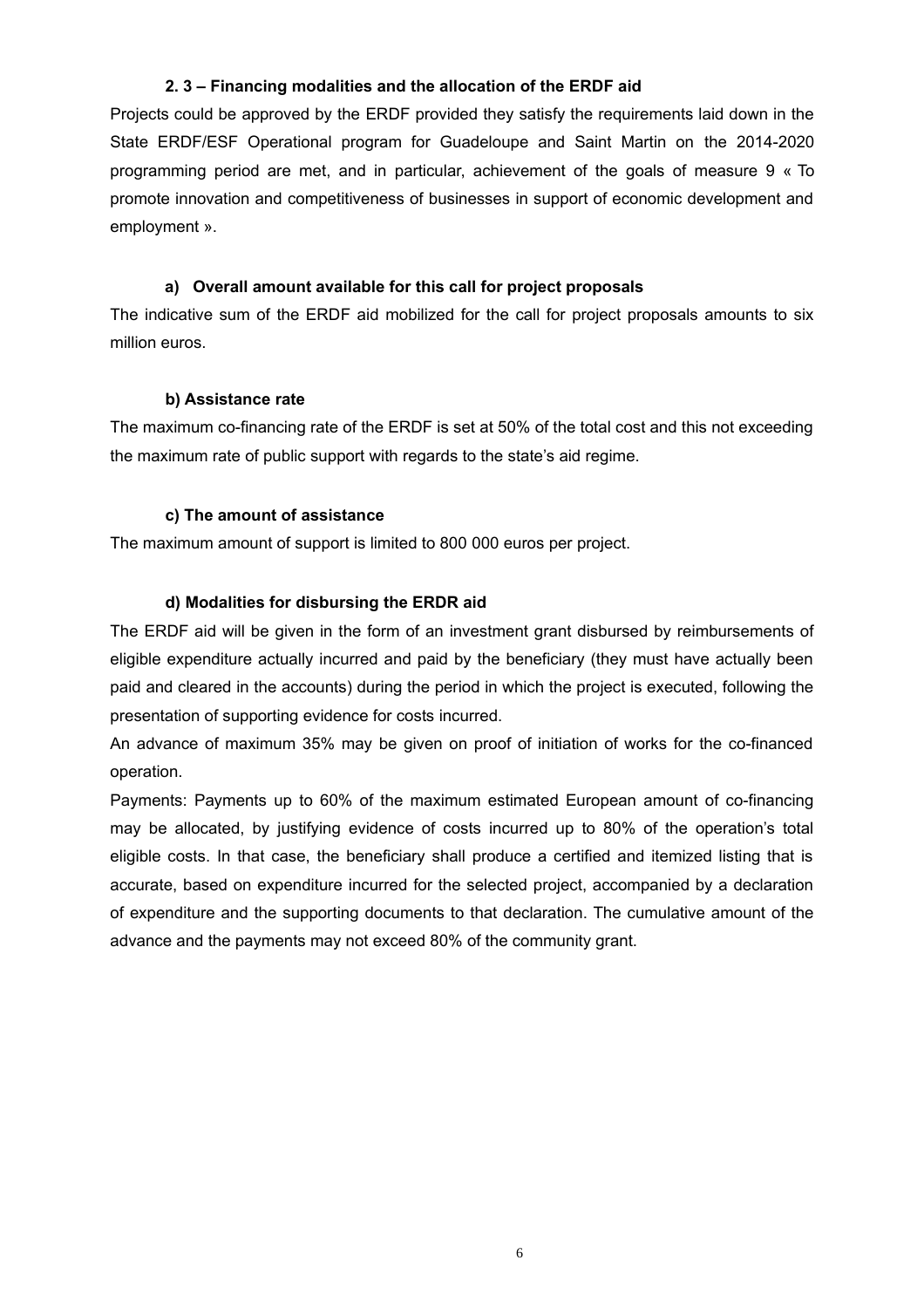### 2. 3 – Financing modalities and the allocation of the ERDF aid

Projects could be approved by the ERDF provided they satisfy the requirements laid down in the State ERDF/ESF Operational program for Guadeloupe and Saint Martin on the 2014-2020 programming period are met, and in particular, achievement of the goals of measure 9 « To promote innovation and competitiveness of businesses in support of economic development and employment ».

#### a) Overall amount available for this call for project proposals

The indicative sum of the ERDF aid mobilized for the call for project proposals amounts to six million euros.

#### b) Assistance rate

The maximum co-financing rate of the ERDF is set at 50% of the total cost and this not exceeding the maximum rate of public support with regards to the state's aid regime.

#### c) The amount of assistance

The maximum amount of support is limited to 800 000 euros per project.

#### d) Modalities for disbursing the ERDR aid

The ERDF aid will be given in the form of an investment grant disbursed by reimbursements of eligible expenditure actually incurred and paid by the beneficiary (they must have actually been paid and cleared in the accounts) during the period in which the project is executed, following the presentation of supporting evidence for costs incurred.

An advance of maximum 35% may be given on proof of initiation of works for the co-financed operation.

Payments: Payments up to 60% of the maximum estimated European amount of co-financing may be allocated, by justifying evidence of costs incurred up to 80% of the operation's total eligible costs. In that case, the beneficiary shall produce a certified and itemized listing that is accurate, based on expenditure incurred for the selected project, accompanied by a declaration of expenditure and the supporting documents to that declaration. The cumulative amount of the advance and the payments may not exceed 80% of the community grant.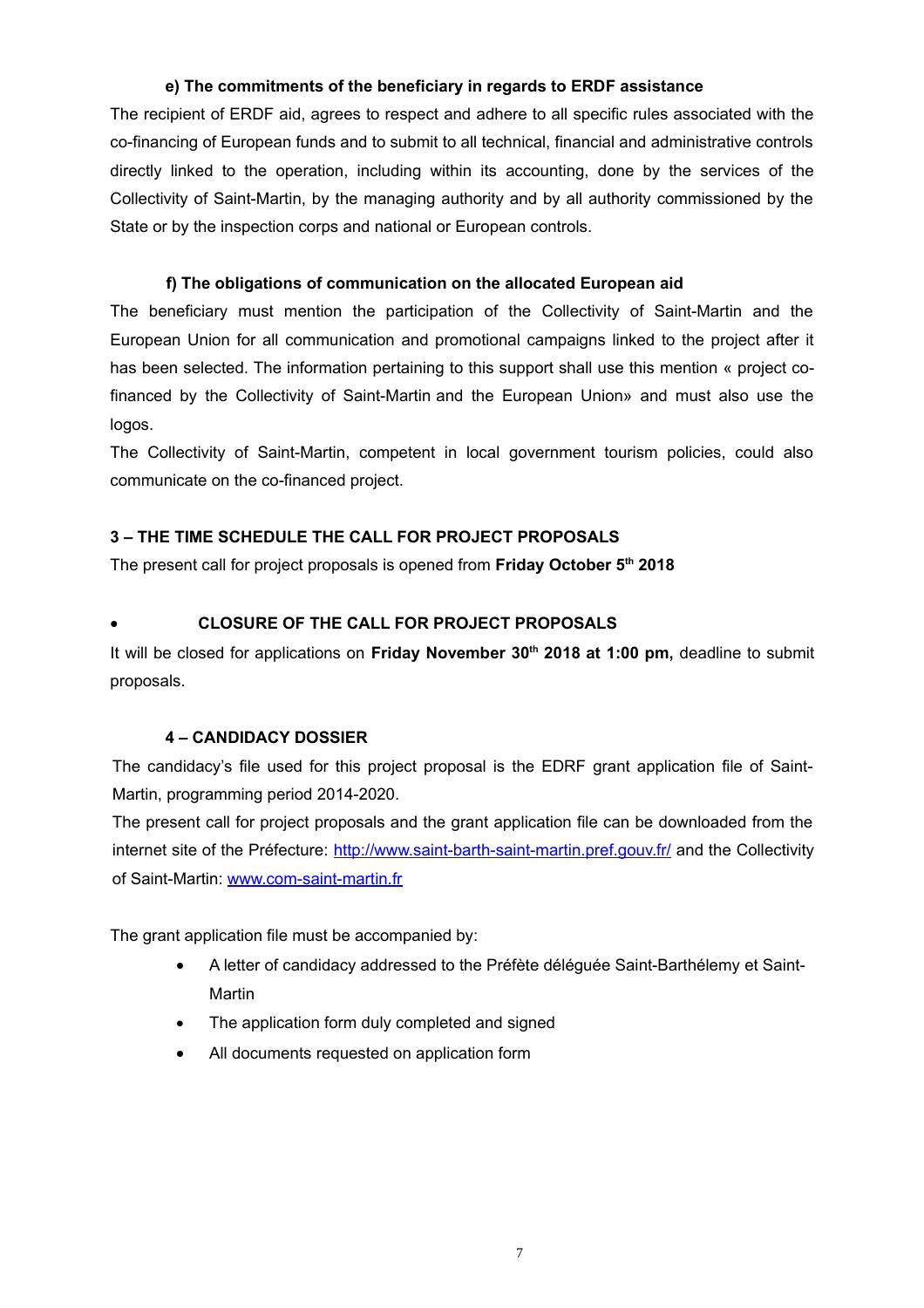#### e) The commitments of the beneficiary in regards to ERDF assistance

The recipient of ERDF aid, agrees to respect and adhere to all specific rules associated with the co-financing of European funds and to submit to all technical, financial and administrative controls directly linked to the operation, including within its accounting, done by the services of the Collectivity of Saint-Martin, by the managing authority and by all authority commissioned by the State or by the inspection corps and national or European controls.

#### f) The obligations of communication on the allocated European aid

The beneficiary must mention the participation of the Collectivity of Saint-Martin and the European Union for all communication and promotional campaigns linked to the project after it has been selected. The information pertaining to this support shall use this mention « project co-financed by the Collectivity of Saint-Martin and the European Union» and must also use the logos.

The Collectivity of Saint-Martin, competent in local government tourism policies, could also communicate on the co-financed project.

## 3 – THE TIME SCHEDULE THE CALL FOR PROJECT PROPOSALS

The present call for project proposals is opened from **Friday October 5th 2018**

- **CLOSURE OF THE CALL FOR PROJECT PROPOSALS**

It will be closed for applications on **Friday November 30th 2018 at 1:00 pm,** deadline to submit proposals.

## 4 – CANDIDACY DOSSIER

The candidacy's file used for this project proposal is the EDRF grant application file of Saint-Martin, programming period 2014-2020.

The present call for project proposals and the grant application file can be downloaded from the internet site of the Préfecture: http://www.saint-barth-saint-martin.pref.gouv.fr/ and the Collectivity of Saint-Martin: www.com-saint-martin.fr

The grant application file must be accompanied by:

- A letter of candidacy addressed to the Préfète déléguée Saint-Barthélemy et Saint-Martin
- The application form duly completed and signed
- All documents requested on application form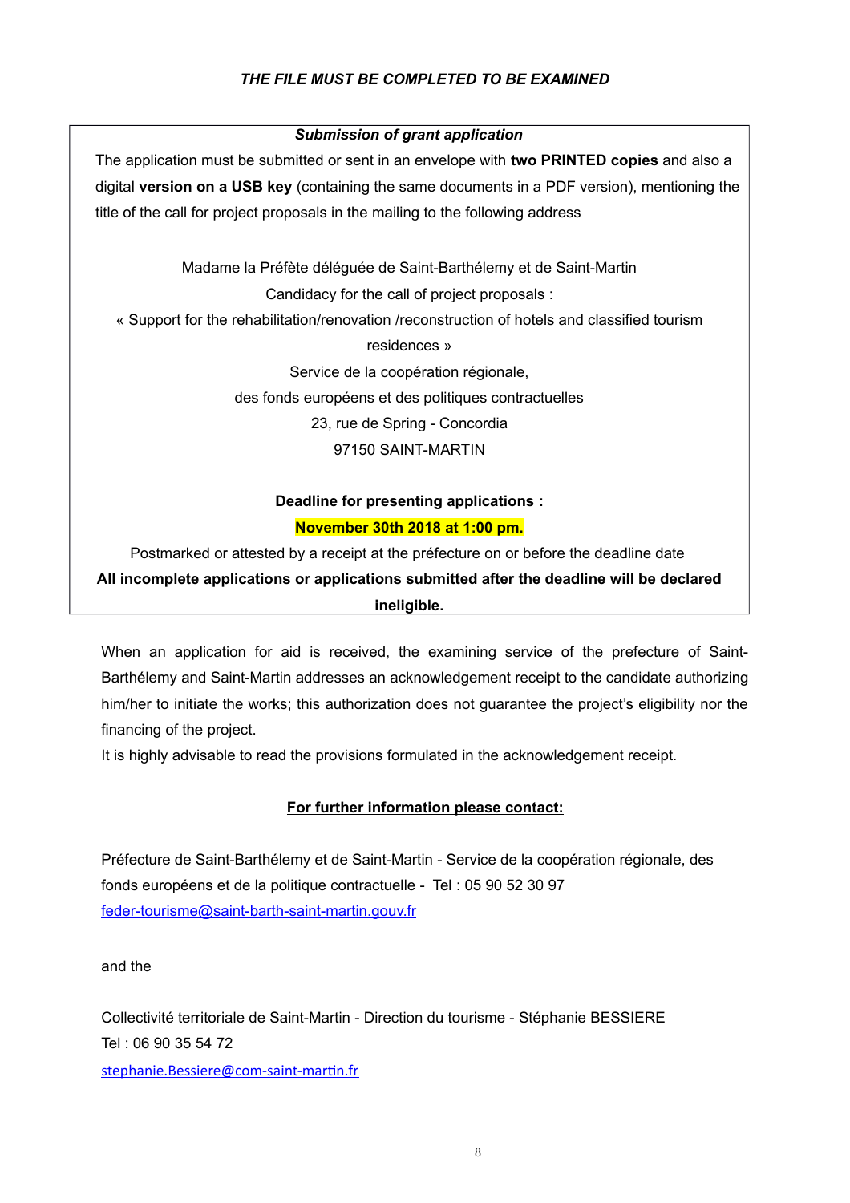***THE FILE MUST BE COMPLETED TO BE EXAMINED***

***Submission of grant application***

The application must be submitted or sent in an envelope with **two PRINTED copies** and also a digital **version on a USB key** (containing the same documents in a PDF version), mentioning the title of the call for project proposals in the mailing to the following address

Madame la Préfète déléguée de Saint-Barthélemy et de Saint-Martin
Candidacy for the call of project proposals :
« Support for the rehabilitation/renovation /reconstruction of hotels and classified tourism residences »
Service de la coopération régionale,
des fonds européens et des politiques contractuelles
23, rue de Spring - Concordia
97150 SAINT-MARTIN

**Deadline for presenting applications :**

**November 30th 2018 at 1:00 pm.**

Postmarked or attested by a receipt at the préfecture on or before the deadline date

**All incomplete applications or applications submitted after the deadline will be declared ineligible.**

When an application for aid is received, the examining service of the prefecture of Saint-Barthélemy and Saint-Martin addresses an acknowledgement receipt to the candidate authorizing him/her to initiate the works; this authorization does not guarantee the project's eligibility nor the financing of the project.

It is highly advisable to read the provisions formulated in the acknowledgement receipt.

**For further information please contact:**

Préfecture de Saint-Barthélemy et de Saint-Martin - Service de la coopération régionale, des fonds européens et de la politique contractuelle - Tel : 05 90 52 30 97
feder-tourisme@saint-barth-saint-martin.gouv.fr

and the

Collectivité territoriale de Saint-Martin - Direction du tourisme - Stéphanie BESSIERE
Tel : 06 90 35 54 72
stephanie.Bessiere@com-saint-martin.fr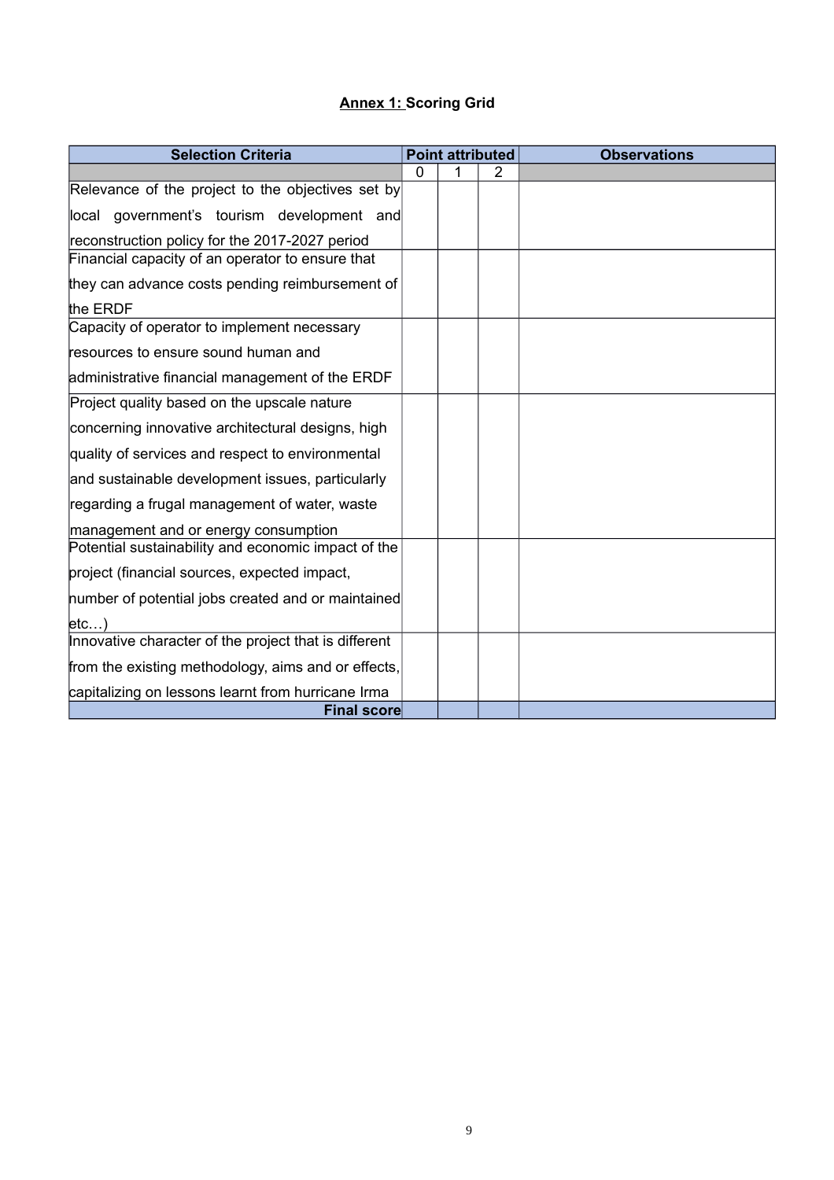**<u>Annex 1:</u> Scoring Grid**

| Selection Criteria | Point attributed | | | Observations |
|---|---|---|---|---|
| | 0 | 1 | 2 | |
| Relevance of the project to the objectives set by local government's tourism development and reconstruction policy for the 2017-2027 period | | | | |
| Financial capacity of an operator to ensure that they can advance costs pending reimbursement of the ERDF | | | | |
| Capacity of operator to implement necessary resources to ensure sound human and administrative financial management of the ERDF | | | | |
| Project quality based on the upscale nature concerning innovative architectural designs, high quality of services and respect to environmental and sustainable development issues, particularly regarding a frugal management of water, waste management and or energy consumption | | | | |
| Potential sustainability and economic impact of the project (financial sources, expected impact, number of potential jobs created and or maintained etc…) | | | | |
| Innovative character of the project that is different from the existing methodology, aims and or effects, capitalizing on lessons learnt from hurricane Irma | | | | |
| **Final score** | | | | |